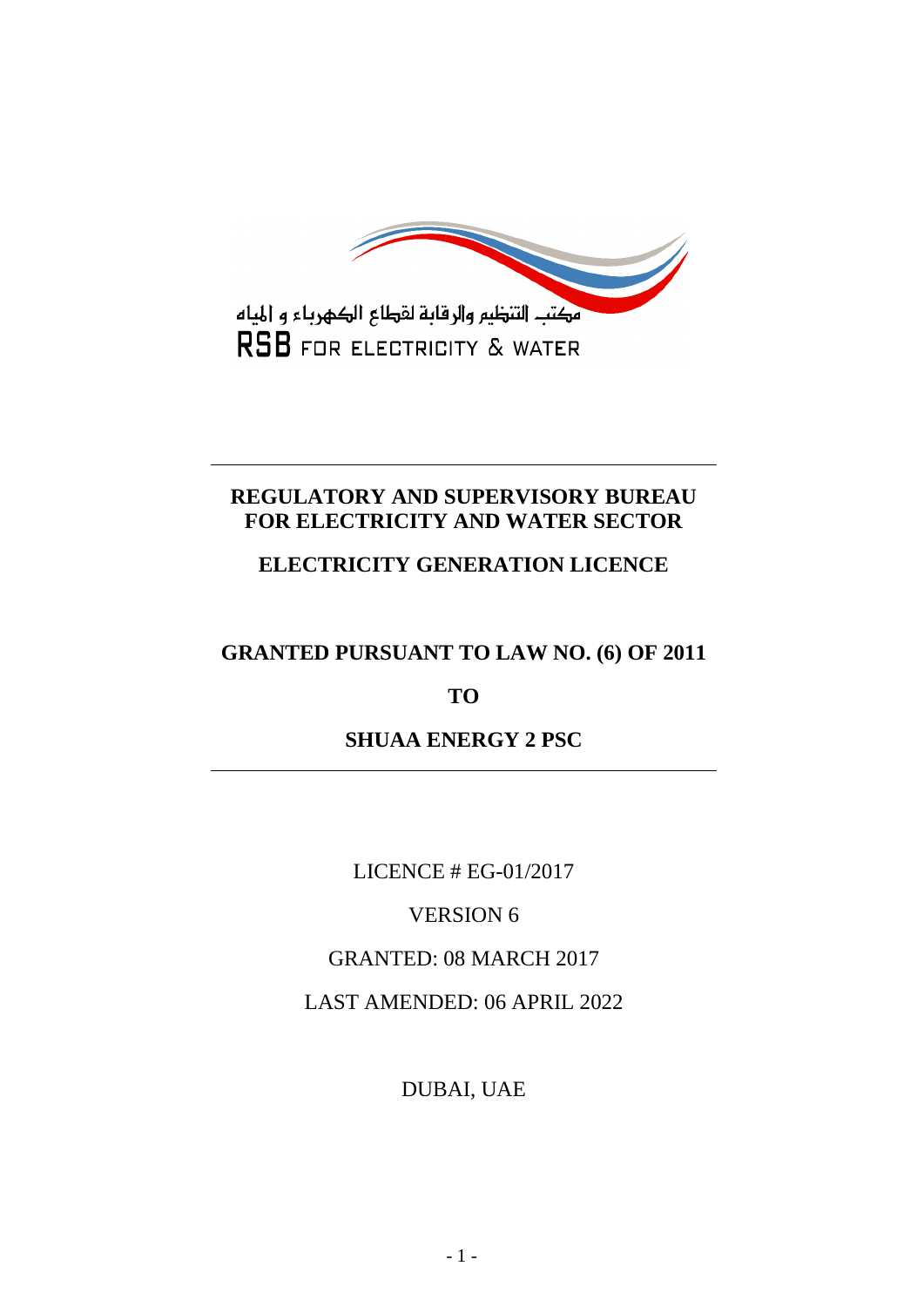مكتب التنظيم والرقابة لقطاع الكهرباء و المياه

RSB FOR ELECTRICITY & WATER

---

# REGULATORY AND SUPERVISORY BUREAU FOR ELECTRICITY AND WATER SECTOR

## ELECTRICITY GENERATION LICENCE

## GRANTED PURSUANT TO LAW NO. (6) OF 2011

## TO

## SHUAA ENERGY 2 PSC

---

LICENCE # EG-01/2017

VERSION 6

GRANTED: 08 MARCH 2017

LAST AMENDED: 06 APRIL 2022

DUBAI, UAE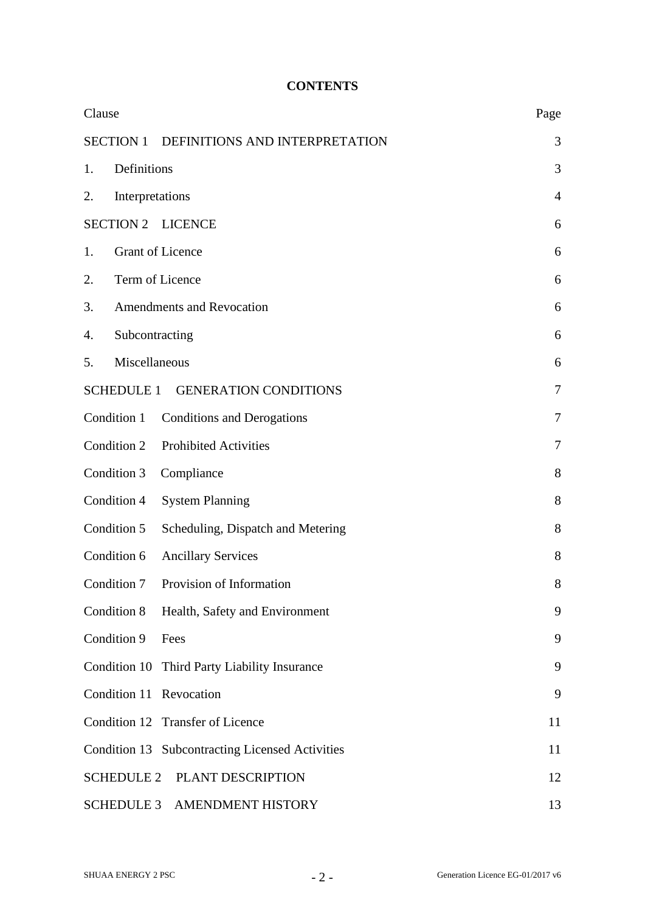# CONTENTS

| Clause | Page |
|---|---|
| SECTION 1 DEFINITIONS AND INTERPRETATION | 3 |
| 1. Definitions | 3 |
| 2. Interpretations | 4 |
| SECTION 2 LICENCE | 6 |
| 1. Grant of Licence | 6 |
| 2. Term of Licence | 6 |
| 3. Amendments and Revocation | 6 |
| 4. Subcontracting | 6 |
| 5. Miscellaneous | 6 |
| SCHEDULE 1 GENERATION CONDITIONS | 7 |
| Condition 1 Conditions and Derogations | 7 |
| Condition 2 Prohibited Activities | 7 |
| Condition 3 Compliance | 8 |
| Condition 4 System Planning | 8 |
| Condition 5 Scheduling, Dispatch and Metering | 8 |
| Condition 6 Ancillary Services | 8 |
| Condition 7 Provision of Information | 8 |
| Condition 8 Health, Safety and Environment | 9 |
| Condition 9 Fees | 9 |
| Condition 10 Third Party Liability Insurance | 9 |
| Condition 11 Revocation | 9 |
| Condition 12 Transfer of Licence | 11 |
| Condition 13 Subcontracting Licensed Activities | 11 |
| SCHEDULE 2 PLANT DESCRIPTION | 12 |
| SCHEDULE 3 AMENDMENT HISTORY | 13 |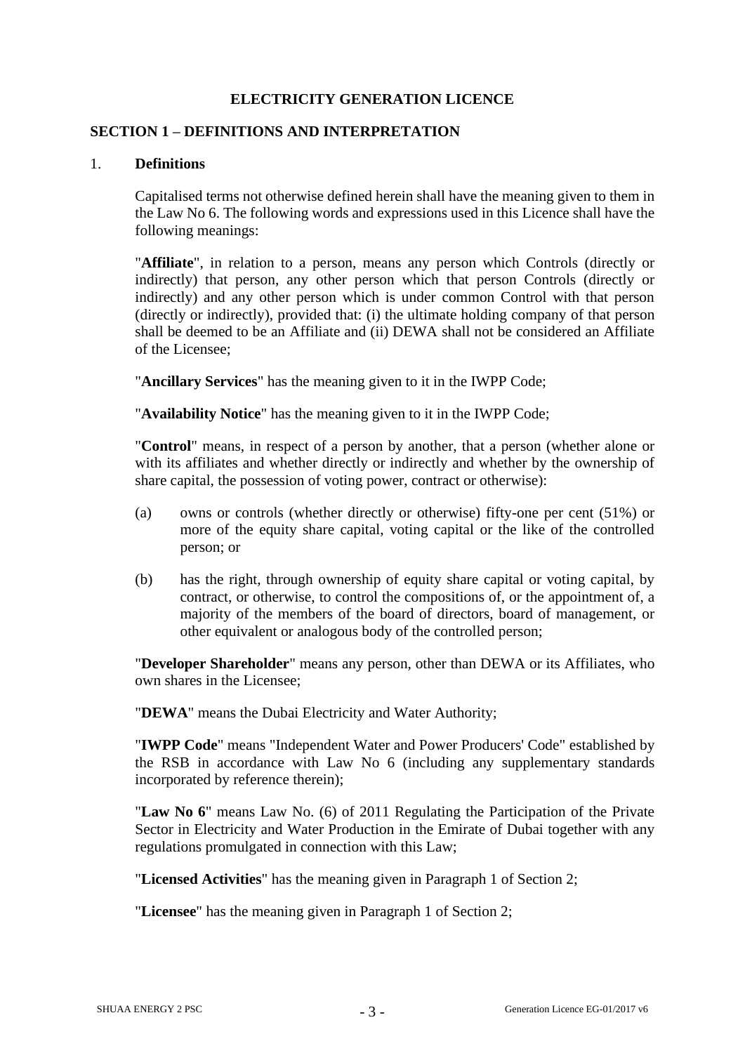# ELECTRICITY GENERATION LICENCE

## SECTION 1 – DEFINITIONS AND INTERPRETATION

### 1. Definitions

Capitalised terms not otherwise defined herein shall have the meaning given to them in the Law No 6. The following words and expressions used in this Licence shall have the following meanings:

"**Affiliate**", in relation to a person, means any person which Controls (directly or indirectly) that person, any other person which that person Controls (directly or indirectly) and any other person which is under common Control with that person (directly or indirectly), provided that: (i) the ultimate holding company of that person shall be deemed to be an Affiliate and (ii) DEWA shall not be considered an Affiliate of the Licensee;

"**Ancillary Services**" has the meaning given to it in the IWPP Code;

"**Availability Notice**" has the meaning given to it in the IWPP Code;

"**Control**" means, in respect of a person by another, that a person (whether alone or with its affiliates and whether directly or indirectly and whether by the ownership of share capital, the possession of voting power, contract or otherwise):

(a) owns or controls (whether directly or otherwise) fifty-one per cent (51%) or more of the equity share capital, voting capital or the like of the controlled person; or

(b) has the right, through ownership of equity share capital or voting capital, by contract, or otherwise, to control the compositions of, or the appointment of, a majority of the members of the board of directors, board of management, or other equivalent or analogous body of the controlled person;

"**Developer Shareholder**" means any person, other than DEWA or its Affiliates, who own shares in the Licensee;

"**DEWA**" means the Dubai Electricity and Water Authority;

"**IWPP Code**" means "Independent Water and Power Producers' Code" established by the RSB in accordance with Law No 6 (including any supplementary standards incorporated by reference therein);

"**Law No 6**" means Law No. (6) of 2011 Regulating the Participation of the Private Sector in Electricity and Water Production in the Emirate of Dubai together with any regulations promulgated in connection with this Law;

"**Licensed Activities**" has the meaning given in Paragraph 1 of Section 2;

"**Licensee**" has the meaning given in Paragraph 1 of Section 2;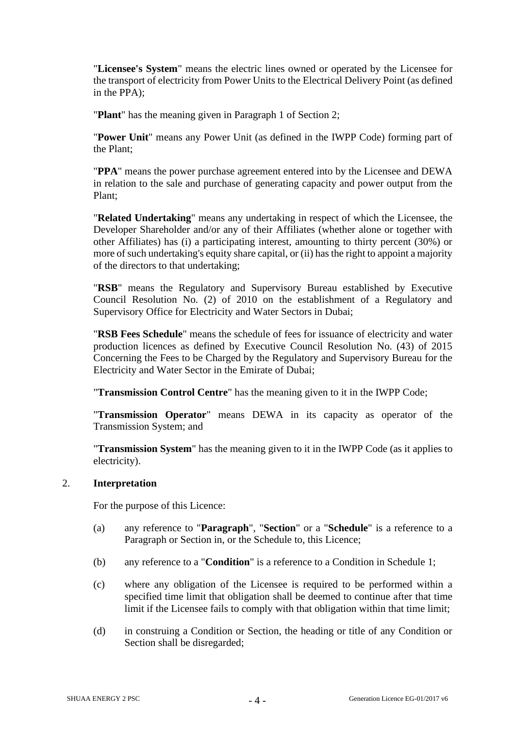"**Licensee's System**" means the electric lines owned or operated by the Licensee for the transport of electricity from Power Units to the Electrical Delivery Point (as defined in the PPA);

"**Plant**" has the meaning given in Paragraph 1 of Section 2;

"**Power Unit**" means any Power Unit (as defined in the IWPP Code) forming part of the Plant;

"**PPA**" means the power purchase agreement entered into by the Licensee and DEWA in relation to the sale and purchase of generating capacity and power output from the Plant;

"**Related Undertaking**" means any undertaking in respect of which the Licensee, the Developer Shareholder and/or any of their Affiliates (whether alone or together with other Affiliates) has (i) a participating interest, amounting to thirty percent (30%) or more of such undertaking's equity share capital, or (ii) has the right to appoint a majority of the directors to that undertaking;

"**RSB**" means the Regulatory and Supervisory Bureau established by Executive Council Resolution No. (2) of 2010 on the establishment of a Regulatory and Supervisory Office for Electricity and Water Sectors in Dubai;

"**RSB Fees Schedule**" means the schedule of fees for issuance of electricity and water production licences as defined by Executive Council Resolution No. (43) of 2015 Concerning the Fees to be Charged by the Regulatory and Supervisory Bureau for the Electricity and Water Sector in the Emirate of Dubai;

"**Transmission Control Centre**" has the meaning given to it in the IWPP Code;

"**Transmission Operator**" means DEWA in its capacity as operator of the Transmission System; and

"**Transmission System**" has the meaning given to it in the IWPP Code (as it applies to electricity).

2. **Interpretation**

For the purpose of this Licence:

(a) any reference to "**Paragraph**", "**Section**" or a "**Schedule**" is a reference to a Paragraph or Section in, or the Schedule to, this Licence;

(b) any reference to a "**Condition**" is a reference to a Condition in Schedule 1;

(c) where any obligation of the Licensee is required to be performed within a specified time limit that obligation shall be deemed to continue after that time limit if the Licensee fails to comply with that obligation within that time limit;

(d) in construing a Condition or Section, the heading or title of any Condition or Section shall be disregarded;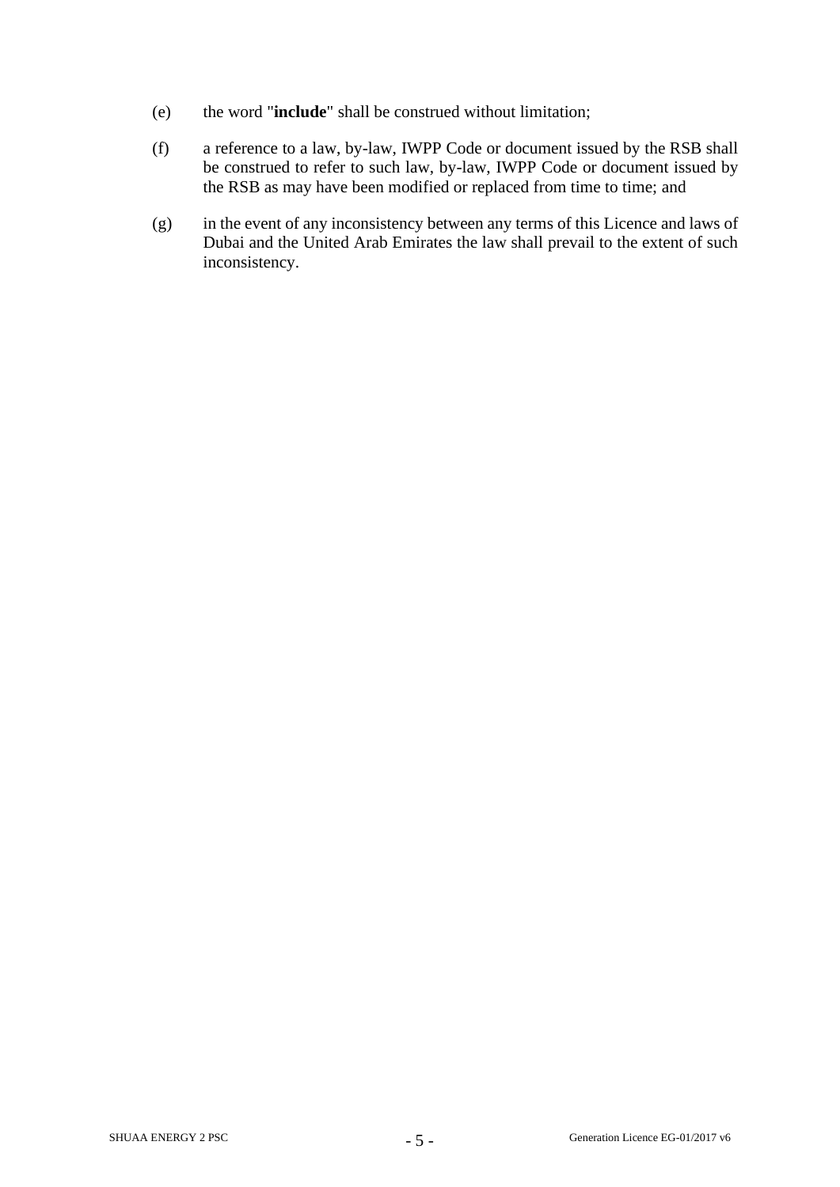(e) the word "**include**" shall be construed without limitation;

(f) a reference to a law, by-law, IWPP Code or document issued by the RSB shall be construed to refer to such law, by-law, IWPP Code or document issued by the RSB as may have been modified or replaced from time to time; and

(g) in the event of any inconsistency between any terms of this Licence and laws of Dubai and the United Arab Emirates the law shall prevail to the extent of such inconsistency.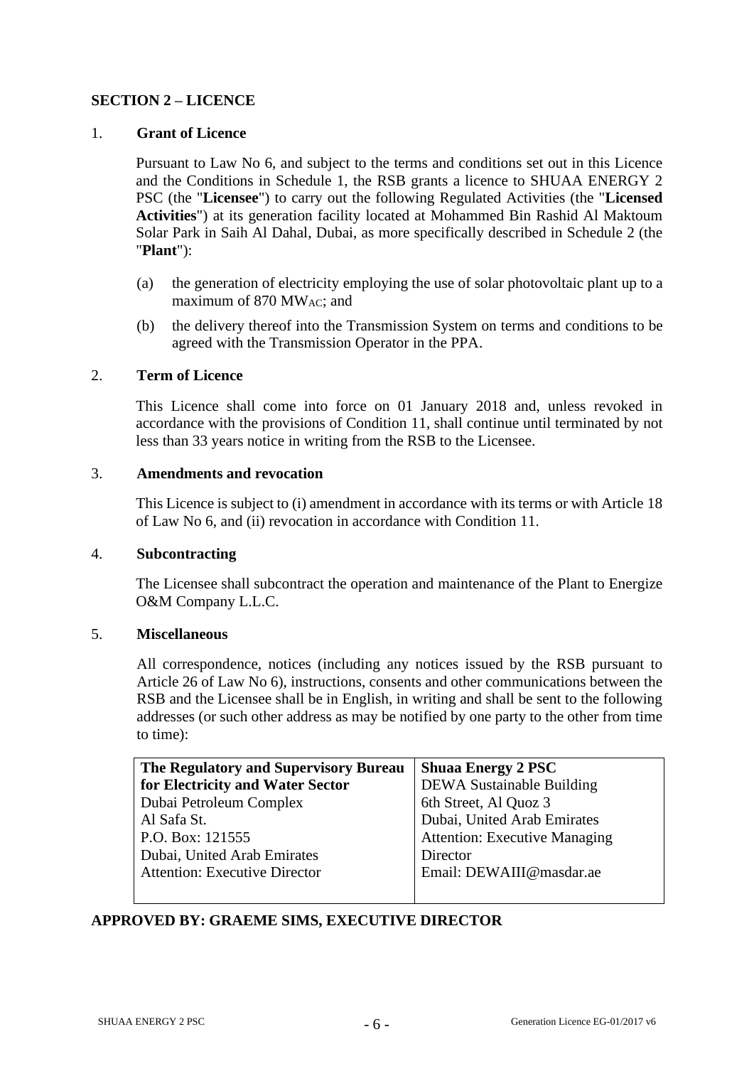## SECTION 2 – LICENCE

### 1. Grant of Licence

Pursuant to Law No 6, and subject to the terms and conditions set out in this Licence and the Conditions in Schedule 1, the RSB grants a licence to SHUAA ENERGY 2 PSC (the "**Licensee**") to carry out the following Regulated Activities (the "**Licensed Activities**") at its generation facility located at Mohammed Bin Rashid Al Maktoum Solar Park in Saih Al Dahal, Dubai, as more specifically described in Schedule 2 (the "**Plant**"):

(a) the generation of electricity employing the use of solar photovoltaic plant up to a maximum of 870 $MW_{AC}$; and

(b) the delivery thereof into the Transmission System on terms and conditions to be agreed with the Transmission Operator in the PPA.

### 2. Term of Licence

This Licence shall come into force on 01 January 2018 and, unless revoked in accordance with the provisions of Condition 11, shall continue until terminated by not less than 33 years notice in writing from the RSB to the Licensee.

### 3. Amendments and revocation

This Licence is subject to (i) amendment in accordance with its terms or with Article 18 of Law No 6, and (ii) revocation in accordance with Condition 11.

### 4. Subcontracting

The Licensee shall subcontract the operation and maintenance of the Plant to Energize O&M Company L.L.C.

### 5. Miscellaneous

All correspondence, notices (including any notices issued by the RSB pursuant to Article 26 of Law No 6), instructions, consents and other communications between the RSB and the Licensee shall be in English, in writing and shall be sent to the following addresses (or such other address as may be notified by one party to the other from time to time):

| | |
|---|---|
| **The Regulatory and Supervisory Bureau for Electricity and Water Sector**<br>Dubai Petroleum Complex<br>Al Safa St.<br>P.O. Box: 121555<br>Dubai, United Arab Emirates<br>Attention: Executive Director | **Shuaa Energy 2 PSC**<br>DEWA Sustainable Building<br>6th Street, Al Quoz 3<br>Dubai, United Arab Emirates<br>Attention: Executive Managing Director<br>Email: DEWAIII@masdar.ae |

**APPROVED BY: GRAEME SIMS, EXECUTIVE DIRECTOR**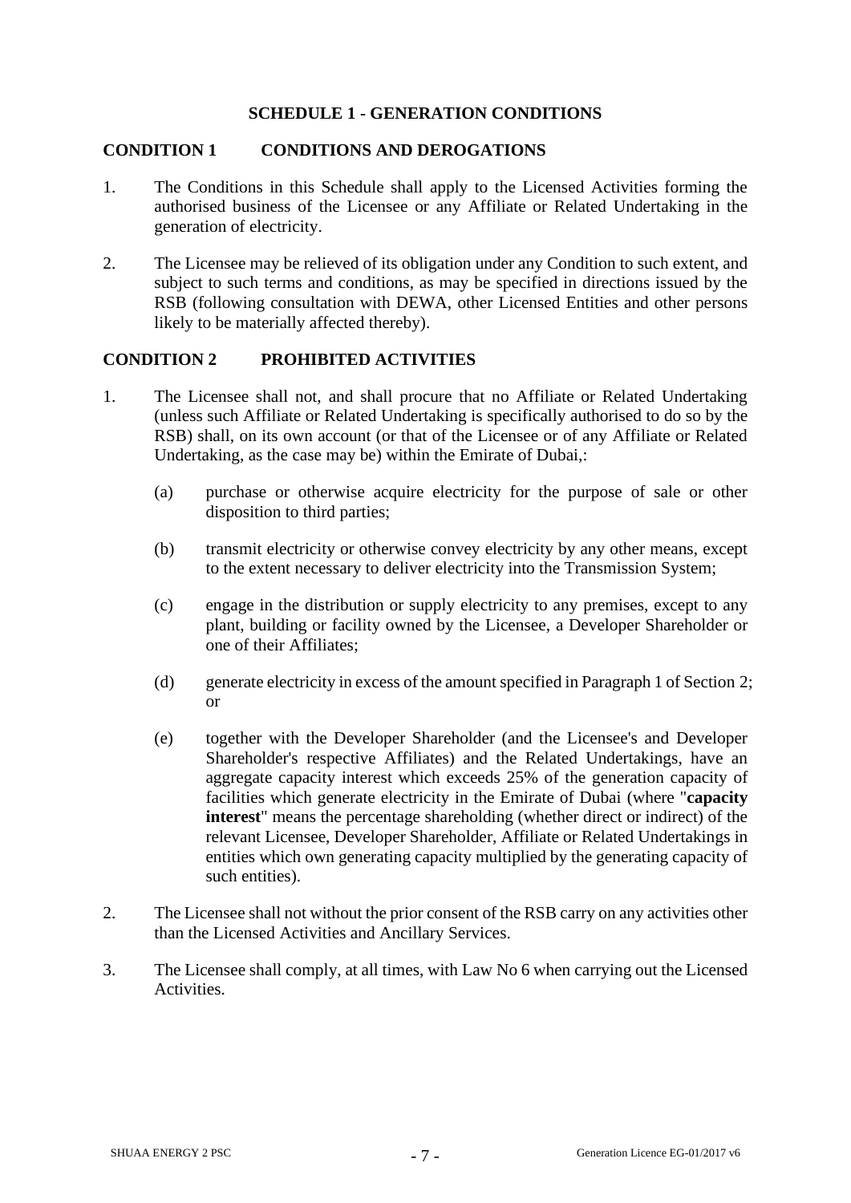# SCHEDULE 1 - GENERATION CONDITIONS

## CONDITION 1 CONDITIONS AND DEROGATIONS

1. The Conditions in this Schedule shall apply to the Licensed Activities forming the authorised business of the Licensee or any Affiliate or Related Undertaking in the generation of electricity.

2. The Licensee may be relieved of its obligation under any Condition to such extent, and subject to such terms and conditions, as may be specified in directions issued by the RSB (following consultation with DEWA, other Licensed Entities and other persons likely to be materially affected thereby).

## CONDITION 2 PROHIBITED ACTIVITIES

1. The Licensee shall not, and shall procure that no Affiliate or Related Undertaking (unless such Affiliate or Related Undertaking is specifically authorised to do so by the RSB) shall, on its own account (or that of the Licensee or of any Affiliate or Related Undertaking, as the case may be) within the Emirate of Dubai,:

   (a) purchase or otherwise acquire electricity for the purpose of sale or other disposition to third parties;

   (b) transmit electricity or otherwise convey electricity by any other means, except to the extent necessary to deliver electricity into the Transmission System;

   (c) engage in the distribution or supply electricity to any premises, except to any plant, building or facility owned by the Licensee, a Developer Shareholder or one of their Affiliates;

   (d) generate electricity in excess of the amount specified in Paragraph 1 of Section 2; or

   (e) together with the Developer Shareholder (and the Licensee's and Developer Shareholder's respective Affiliates) and the Related Undertakings, have an aggregate capacity interest which exceeds 25% of the generation capacity of facilities which generate electricity in the Emirate of Dubai (where "**capacity interest**" means the percentage shareholding (whether direct or indirect) of the relevant Licensee, Developer Shareholder, Affiliate or Related Undertakings in entities which own generating capacity multiplied by the generating capacity of such entities).

2. The Licensee shall not without the prior consent of the RSB carry on any activities other than the Licensed Activities and Ancillary Services.

3. The Licensee shall comply, at all times, with Law No 6 when carrying out the Licensed Activities.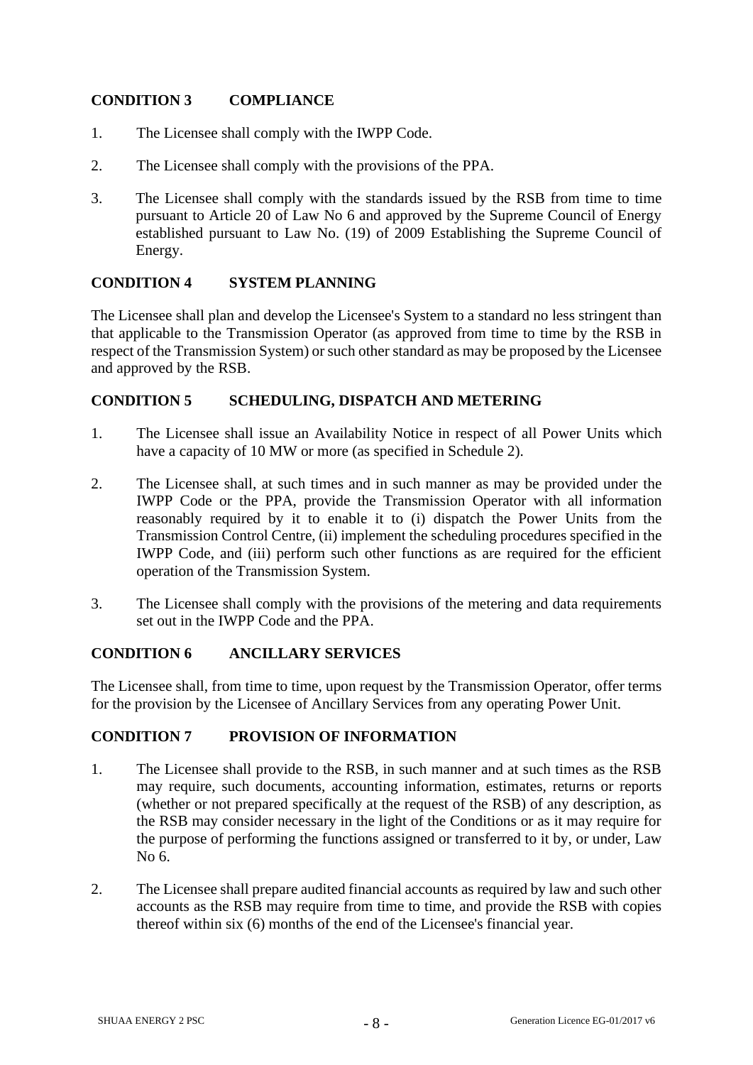## CONDITION 3 COMPLIANCE

1. The Licensee shall comply with the IWPP Code.

2. The Licensee shall comply with the provisions of the PPA.

3. The Licensee shall comply with the standards issued by the RSB from time to time pursuant to Article 20 of Law No 6 and approved by the Supreme Council of Energy established pursuant to Law No. (19) of 2009 Establishing the Supreme Council of Energy.

## CONDITION 4 SYSTEM PLANNING

The Licensee shall plan and develop the Licensee's System to a standard no less stringent than that applicable to the Transmission Operator (as approved from time to time by the RSB in respect of the Transmission System) or such other standard as may be proposed by the Licensee and approved by the RSB.

## CONDITION 5 SCHEDULING, DISPATCH AND METERING

1. The Licensee shall issue an Availability Notice in respect of all Power Units which have a capacity of 10 MW or more (as specified in Schedule 2).

2. The Licensee shall, at such times and in such manner as may be provided under the IWPP Code or the PPA, provide the Transmission Operator with all information reasonably required by it to enable it to (i) dispatch the Power Units from the Transmission Control Centre, (ii) implement the scheduling procedures specified in the IWPP Code, and (iii) perform such other functions as are required for the efficient operation of the Transmission System.

3. The Licensee shall comply with the provisions of the metering and data requirements set out in the IWPP Code and the PPA.

## CONDITION 6 ANCILLARY SERVICES

The Licensee shall, from time to time, upon request by the Transmission Operator, offer terms for the provision by the Licensee of Ancillary Services from any operating Power Unit.

## CONDITION 7 PROVISION OF INFORMATION

1. The Licensee shall provide to the RSB, in such manner and at such times as the RSB may require, such documents, accounting information, estimates, returns or reports (whether or not prepared specifically at the request of the RSB) of any description, as the RSB may consider necessary in the light of the Conditions or as it may require for the purpose of performing the functions assigned or transferred to it by, or under, Law No 6.

2. The Licensee shall prepare audited financial accounts as required by law and such other accounts as the RSB may require from time to time, and provide the RSB with copies thereof within six (6) months of the end of the Licensee's financial year.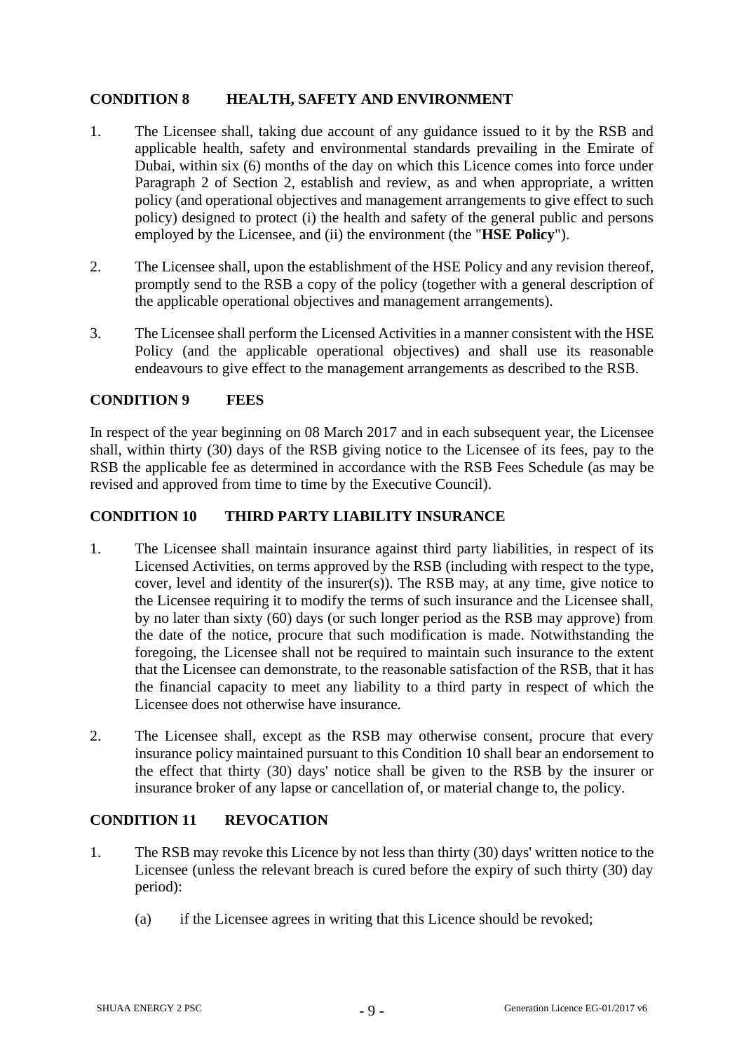## CONDITION 8 HEALTH, SAFETY AND ENVIRONMENT

1. The Licensee shall, taking due account of any guidance issued to it by the RSB and applicable health, safety and environmental standards prevailing in the Emirate of Dubai, within six (6) months of the day on which this Licence comes into force under Paragraph 2 of Section 2, establish and review, as and when appropriate, a written policy (and operational objectives and management arrangements to give effect to such policy) designed to protect (i) the health and safety of the general public and persons employed by the Licensee, and (ii) the environment (the "**HSE Policy**").

2. The Licensee shall, upon the establishment of the HSE Policy and any revision thereof, promptly send to the RSB a copy of the policy (together with a general description of the applicable operational objectives and management arrangements).

3. The Licensee shall perform the Licensed Activities in a manner consistent with the HSE Policy (and the applicable operational objectives) and shall use its reasonable endeavours to give effect to the management arrangements as described to the RSB.

## CONDITION 9 FEES

In respect of the year beginning on 08 March 2017 and in each subsequent year, the Licensee shall, within thirty (30) days of the RSB giving notice to the Licensee of its fees, pay to the RSB the applicable fee as determined in accordance with the RSB Fees Schedule (as may be revised and approved from time to time by the Executive Council).

## CONDITION 10 THIRD PARTY LIABILITY INSURANCE

1. The Licensee shall maintain insurance against third party liabilities, in respect of its Licensed Activities, on terms approved by the RSB (including with respect to the type, cover, level and identity of the insurer(s)). The RSB may, at any time, give notice to the Licensee requiring it to modify the terms of such insurance and the Licensee shall, by no later than sixty (60) days (or such longer period as the RSB may approve) from the date of the notice, procure that such modification is made. Notwithstanding the foregoing, the Licensee shall not be required to maintain such insurance to the extent that the Licensee can demonstrate, to the reasonable satisfaction of the RSB, that it has the financial capacity to meet any liability to a third party in respect of which the Licensee does not otherwise have insurance.

2. The Licensee shall, except as the RSB may otherwise consent, procure that every insurance policy maintained pursuant to this Condition 10 shall bear an endorsement to the effect that thirty (30) days' notice shall be given to the RSB by the insurer or insurance broker of any lapse or cancellation of, or material change to, the policy.

## CONDITION 11 REVOCATION

1. The RSB may revoke this Licence by not less than thirty (30) days' written notice to the Licensee (unless the relevant breach is cured before the expiry of such thirty (30) day period):

   (a) if the Licensee agrees in writing that this Licence should be revoked;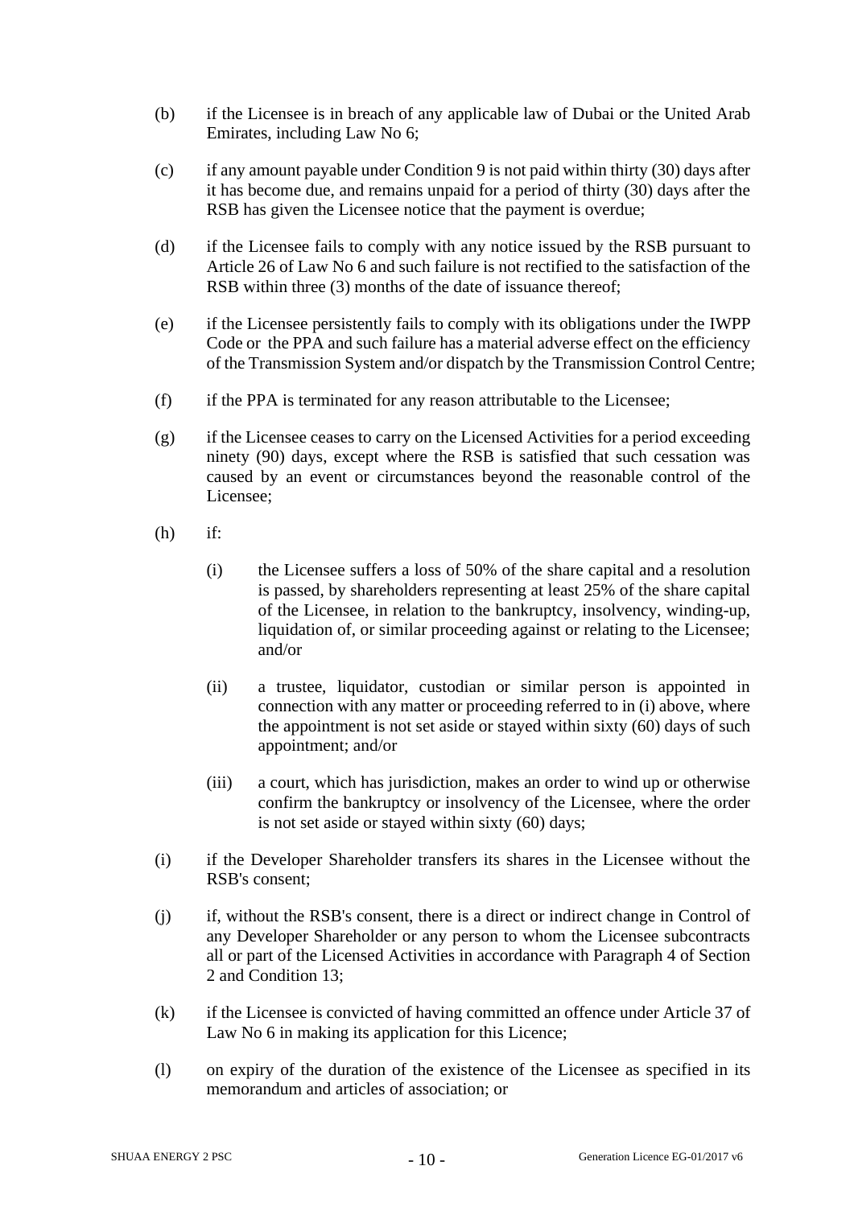(b) if the Licensee is in breach of any applicable law of Dubai or the United Arab Emirates, including Law No 6;

(c) if any amount payable under Condition 9 is not paid within thirty (30) days after it has become due, and remains unpaid for a period of thirty (30) days after the RSB has given the Licensee notice that the payment is overdue;

(d) if the Licensee fails to comply with any notice issued by the RSB pursuant to Article 26 of Law No 6 and such failure is not rectified to the satisfaction of the RSB within three (3) months of the date of issuance thereof;

(e) if the Licensee persistently fails to comply with its obligations under the IWPP Code or the PPA and such failure has a material adverse effect on the efficiency of the Transmission System and/or dispatch by the Transmission Control Centre;

(f) if the PPA is terminated for any reason attributable to the Licensee;

(g) if the Licensee ceases to carry on the Licensed Activities for a period exceeding ninety (90) days, except where the RSB is satisfied that such cessation was caused by an event or circumstances beyond the reasonable control of the Licensee;

(h) if:

  (i) the Licensee suffers a loss of 50% of the share capital and a resolution is passed, by shareholders representing at least 25% of the share capital of the Licensee, in relation to the bankruptcy, insolvency, winding-up, liquidation of, or similar proceeding against or relating to the Licensee; and/or

  (ii) a trustee, liquidator, custodian or similar person is appointed in connection with any matter or proceeding referred to in (i) above, where the appointment is not set aside or stayed within sixty (60) days of such appointment; and/or

  (iii) a court, which has jurisdiction, makes an order to wind up or otherwise confirm the bankruptcy or insolvency of the Licensee, where the order is not set aside or stayed within sixty (60) days;

(i) if the Developer Shareholder transfers its shares in the Licensee without the RSB's consent;

(j) if, without the RSB's consent, there is a direct or indirect change in Control of any Developer Shareholder or any person to whom the Licensee subcontracts all or part of the Licensed Activities in accordance with Paragraph 4 of Section 2 and Condition 13;

(k) if the Licensee is convicted of having committed an offence under Article 37 of Law No 6 in making its application for this Licence;

(l) on expiry of the duration of the existence of the Licensee as specified in its memorandum and articles of association; or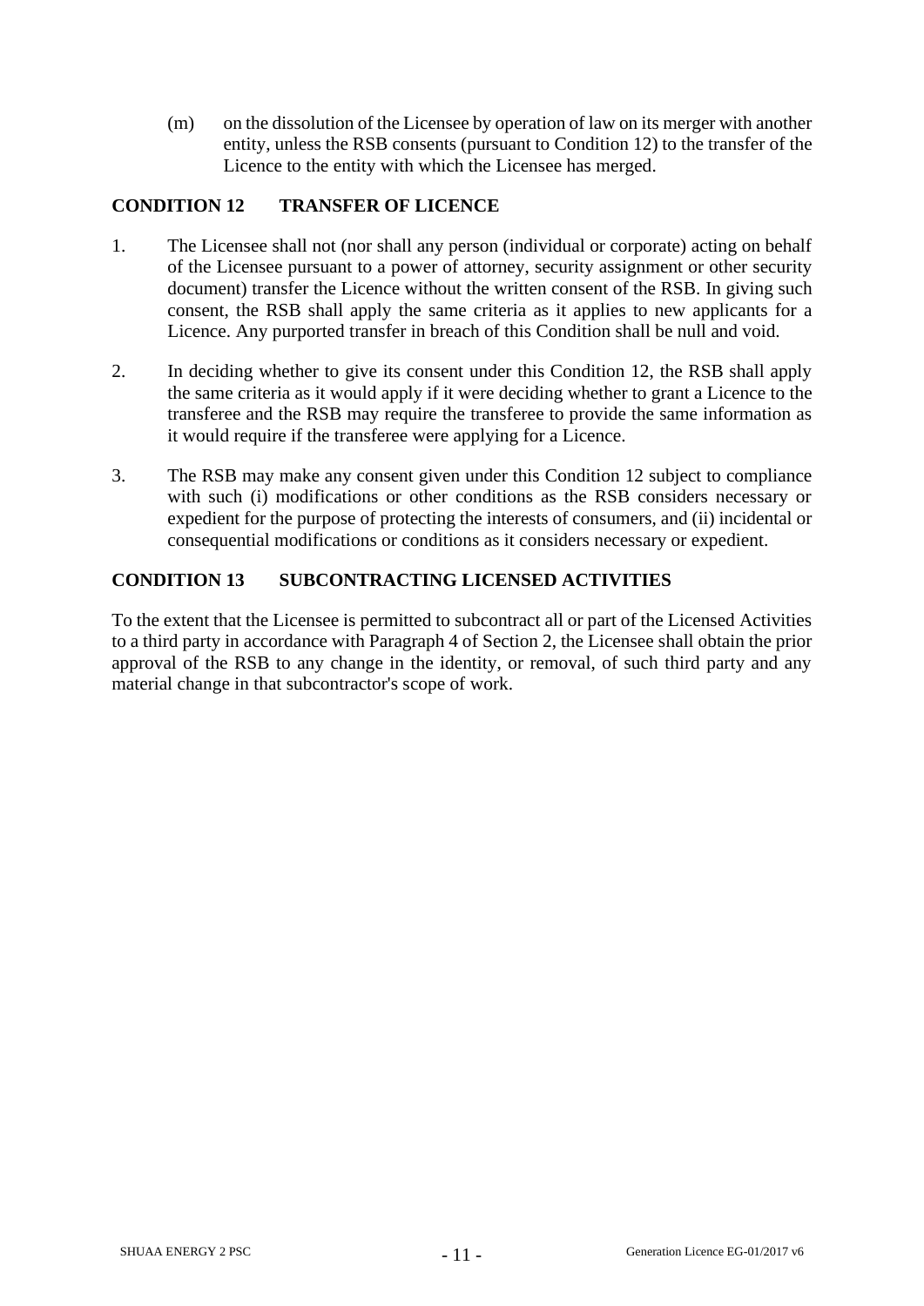(m) on the dissolution of the Licensee by operation of law on its merger with another entity, unless the RSB consents (pursuant to Condition 12) to the transfer of the Licence to the entity with which the Licensee has merged.

## CONDITION 12 TRANSFER OF LICENCE

1. The Licensee shall not (nor shall any person (individual or corporate) acting on behalf of the Licensee pursuant to a power of attorney, security assignment or other security document) transfer the Licence without the written consent of the RSB. In giving such consent, the RSB shall apply the same criteria as it applies to new applicants for a Licence. Any purported transfer in breach of this Condition shall be null and void.

2. In deciding whether to give its consent under this Condition 12, the RSB shall apply the same criteria as it would apply if it were deciding whether to grant a Licence to the transferee and the RSB may require the transferee to provide the same information as it would require if the transferee were applying for a Licence.

3. The RSB may make any consent given under this Condition 12 subject to compliance with such (i) modifications or other conditions as the RSB considers necessary or expedient for the purpose of protecting the interests of consumers, and (ii) incidental or consequential modifications or conditions as it considers necessary or expedient.

## CONDITION 13 SUBCONTRACTING LICENSED ACTIVITIES

To the extent that the Licensee is permitted to subcontract all or part of the Licensed Activities to a third party in accordance with Paragraph 4 of Section 2, the Licensee shall obtain the prior approval of the RSB to any change in the identity, or removal, of such third party and any material change in that subcontractor's scope of work.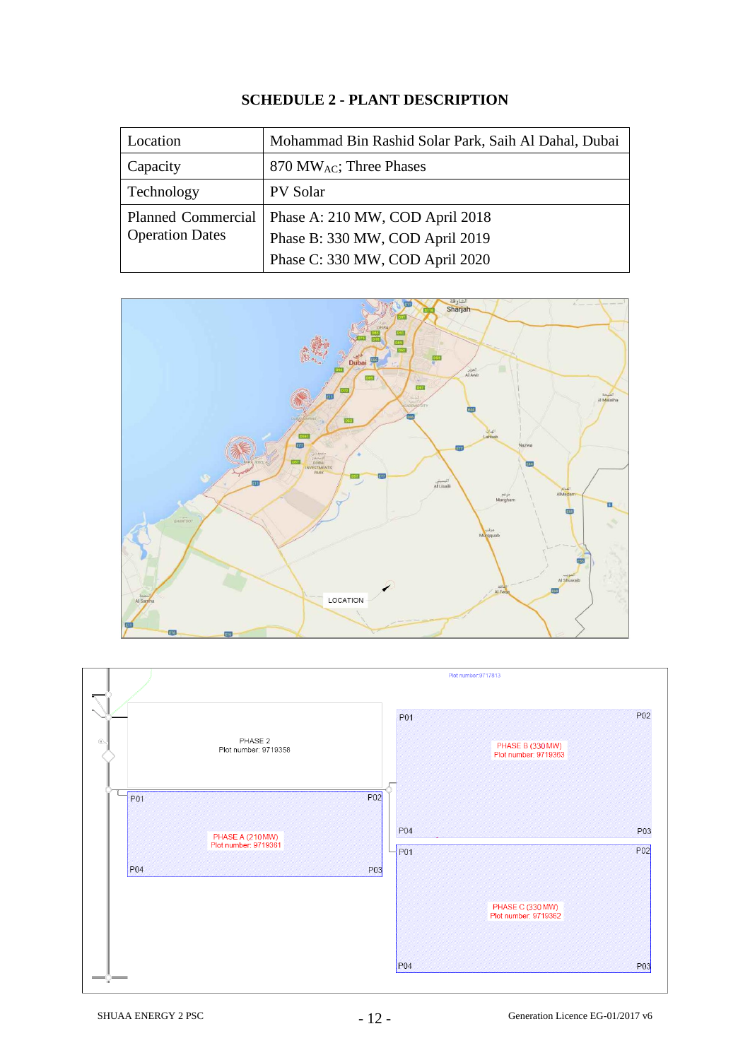# SCHEDULE 2 - PLANT DESCRIPTION

| | |
|---|---|
| Location | Mohammad Bin Rashid Solar Park, Saih Al Dahal, Dubai |
| Capacity | 870 $MW_{AC}$; Three Phases |
| Technology | PV Solar |
| Planned Commercial Operation Dates | Phase A: 210 MW, COD April 2018<br>Phase B: 330 MW, COD April 2019<br>Phase C: 330 MW, COD April 2020 |

LOCATION

Plot number 9717813

PHASE 2
Plot number: 9719358

PHASE A (210 MW)
Plot number: 9719361

PHASE B (330 MW)
Plot number: 9719363

PHASE C (330 MW)
Plot number: 9719362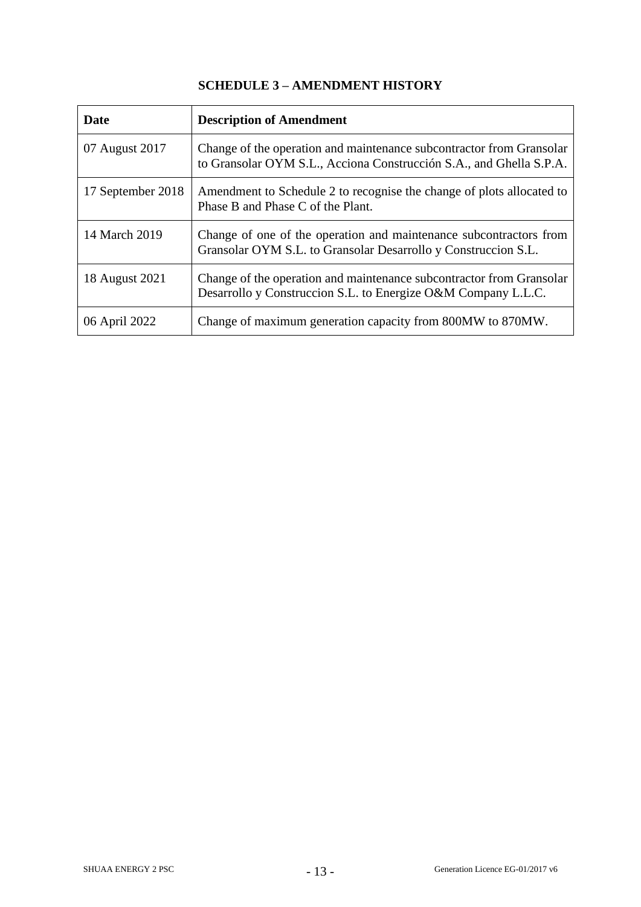# SCHEDULE 3 – AMENDMENT HISTORY

| Date | Description of Amendment |
|---|---|
| 07 August 2017 | Change of the operation and maintenance subcontractor from Gransolar to Gransolar OYM S.L., Acciona Construcción S.A., and Ghella S.P.A. |
| 17 September 2018 | Amendment to Schedule 2 to recognise the change of plots allocated to Phase B and Phase C of the Plant. |
| 14 March 2019 | Change of one of the operation and maintenance subcontractors from Gransolar OYM S.L. to Gransolar Desarrollo y Construccion S.L. |
| 18 August 2021 | Change of the operation and maintenance subcontractor from Gransolar Desarrollo y Construccion S.L. to Energize O&M Company L.L.C. |
| 06 April 2022 | Change of maximum generation capacity from 800MW to 870MW. |